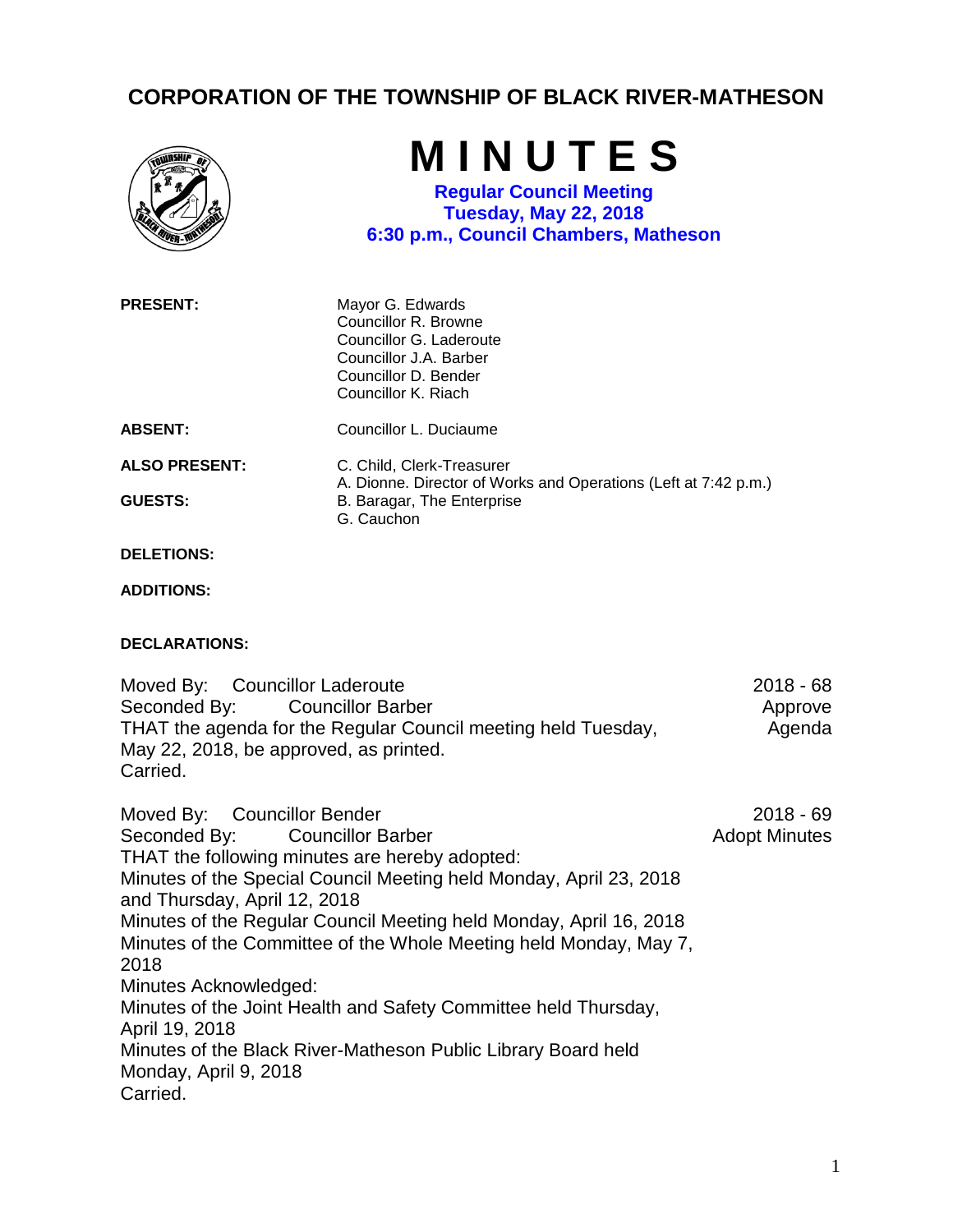# CORPORATION OF THE TOWNSHIP OF BLACK RIVER-MATHESON

# MINUTES

**Regular Council Meeting**
**Tuesday, May 22, 2018**
**6:30 p.m., Council Chambers, Matheson**

**PRESENT:** Mayor G. Edwards
Councillor R. Browne
Councillor G. Laderoute
Councillor J.A. Barber
Councillor D. Bender
Councillor K. Riach

**ABSENT:** Councillor L. Duciaume

**ALSO PRESENT:** C. Child, Clerk-Treasurer
A. Dionne. Director of Works and Operations (Left at 7:42 p.m.)

**GUESTS:** B. Baragar, The Enterprise
G. Cauchon

**DELETIONS:**

**ADDITIONS:**

**DECLARATIONS:**

Moved By: Councillor Laderoute
Seconded By: Councillor Barber
THAT the agenda for the Regular Council meeting held Tuesday, May 22, 2018, be approved, as printed.
Carried.

2018 - 68
Approve Agenda

Moved By: Councillor Bender
Seconded By: Councillor Barber
THAT the following minutes are hereby adopted:
Minutes of the Special Council Meeting held Monday, April 23, 2018 and Thursday, April 12, 2018
Minutes of the Regular Council Meeting held Monday, April 16, 2018
Minutes of the Committee of the Whole Meeting held Monday, May 7, 2018
Minutes Acknowledged:
Minutes of the Joint Health and Safety Committee held Thursday, April 19, 2018
Minutes of the Black River-Matheson Public Library Board held Monday, April 9, 2018
Carried.

2018 - 69
Adopt Minutes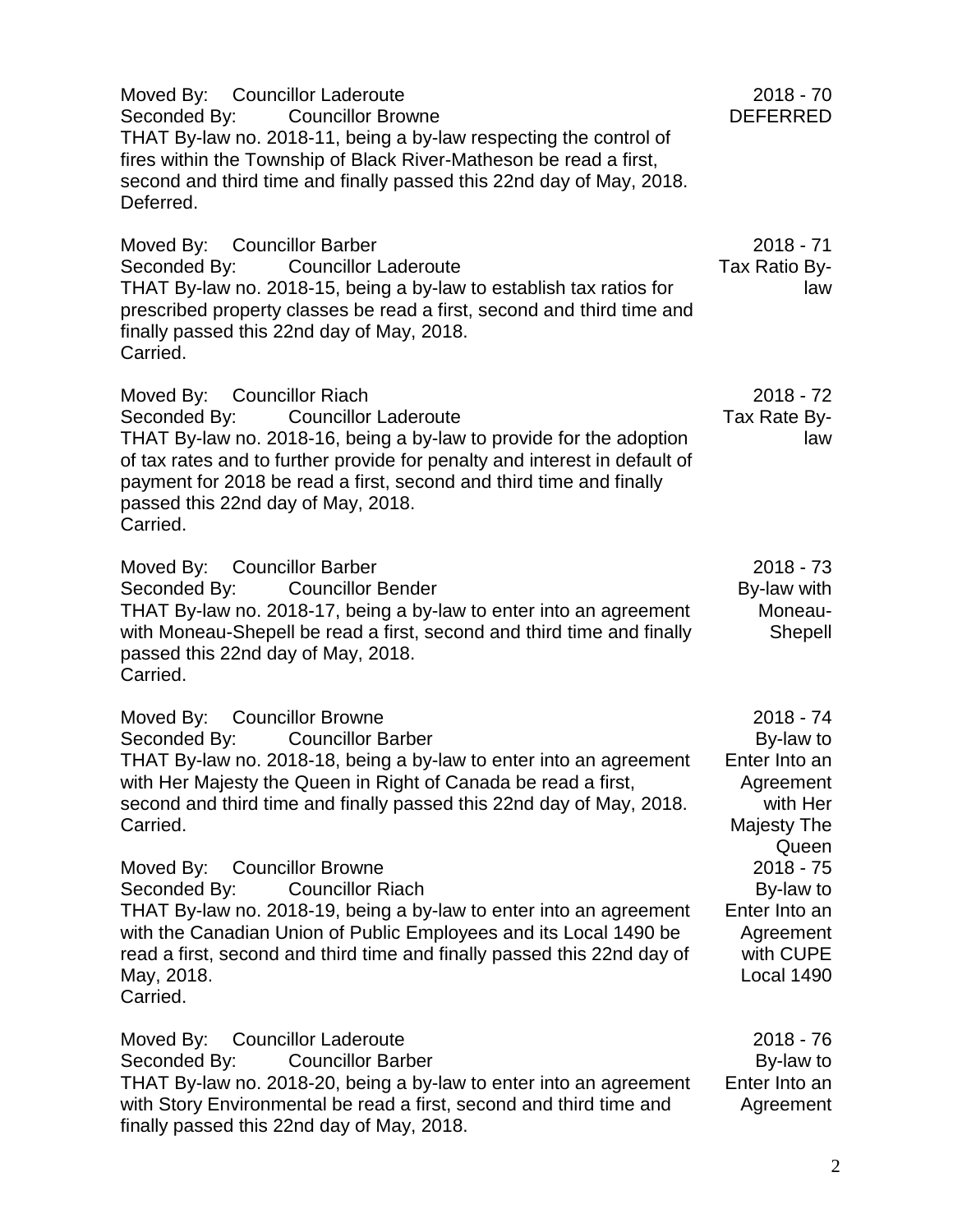Moved By: Councillor Laderoute
Seconded By: Councillor Browne
THAT By-law no. 2018-11, being a by-law respecting the control of fires within the Township of Black River-Matheson be read a first, second and third time and finally passed this 22nd day of May, 2018.
Deferred.

2018 - 70
DEFERRED

Moved By: Councillor Barber
Seconded By: Councillor Laderoute
THAT By-law no. 2018-15, being a by-law to establish tax ratios for prescribed property classes be read a first, second and third time and finally passed this 22nd day of May, 2018.
Carried.

2018 - 71
Tax Ratio By-law

Moved By: Councillor Riach
Seconded By: Councillor Laderoute
THAT By-law no. 2018-16, being a by-law to provide for the adoption of tax rates and to further provide for penalty and interest in default of payment for 2018 be read a first, second and third time and finally passed this 22nd day of May, 2018.
Carried.

2018 - 72
Tax Rate By-law

Moved By: Councillor Barber
Seconded By: Councillor Bender
THAT By-law no. 2018-17, being a by-law to enter into an agreement with Moneau-Shepell be read a first, second and third time and finally passed this 22nd day of May, 2018.
Carried.

2018 - 73
By-law with Moneau-Shepell

Moved By: Councillor Browne
Seconded By: Councillor Barber
THAT By-law no. 2018-18, being a by-law to enter into an agreement with Her Majesty the Queen in Right of Canada be read a first, second and third time and finally passed this 22nd day of May, 2018.
Carried.

2018 - 74
By-law to Enter Into an Agreement with Her Majesty The Queen

Moved By: Councillor Browne
Seconded By: Councillor Riach
THAT By-law no. 2018-19, being a by-law to enter into an agreement with the Canadian Union of Public Employees and its Local 1490 be read a first, second and third time and finally passed this 22nd day of May, 2018.
Carried.

2018 - 75
By-law to Enter Into an Agreement with CUPE Local 1490

Moved By: Councillor Laderoute
Seconded By: Councillor Barber
THAT By-law no. 2018-20, being a by-law to enter into an agreement with Story Environmental be read a first, second and third time and finally passed this 22nd day of May, 2018.

2018 - 76
By-law to Enter Into an Agreement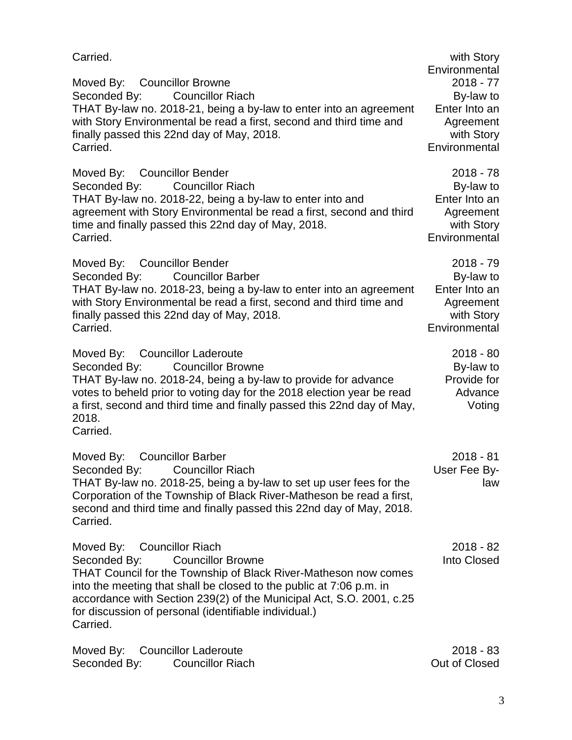Carried. — with Story Environmental

Moved By: Councillor Browne
Seconded By: Councillor Riach
THAT By-law no. 2018-21, being a by-law to enter into an agreement with Story Environmental be read a first, second and third time and finally passed this 22nd day of May, 2018.
Carried.

**2018 - 77** — By-law to Enter Into an Agreement with Story Environmental

Moved By: Councillor Bender
Seconded By: Councillor Riach
THAT By-law no. 2018-22, being a by-law to enter into and agreement with Story Environmental be read a first, second and third time and finally passed this 22nd day of May, 2018.
Carried.

**2018 - 78** — By-law to Enter Into an Agreement with Story Environmental

Moved By: Councillor Bender
Seconded By: Councillor Barber
THAT By-law no. 2018-23, being a by-law to enter into an agreement with Story Environmental be read a first, second and third time and finally passed this 22nd day of May, 2018.
Carried.

**2018 - 79** — By-law to Enter Into an Agreement with Story Environmental

Moved By: Councillor Laderoute
Seconded By: Councillor Browne
THAT By-law no. 2018-24, being a by-law to provide for advance votes to beheld prior to voting day for the 2018 election year be read a first, second and third time and finally passed this 22nd day of May, 2018.
Carried.

**2018 - 80** — By-law to Provide for Advance Voting

Moved By: Councillor Barber
Seconded By: Councillor Riach
THAT By-law no. 2018-25, being a by-law to set up user fees for the Corporation of the Township of Black River-Matheson be read a first, second and third time and finally passed this 22nd day of May, 2018.
Carried.

**2018 - 81** — User Fee By-law

Moved By: Councillor Riach
Seconded By: Councillor Browne
THAT Council for the Township of Black River-Matheson now comes into the meeting that shall be closed to the public at 7:06 p.m. in accordance with Section 239(2) of the Municipal Act, S.O. 2001, c.25 for discussion of personal (identifiable individual.)
Carried.

**2018 - 82** — Into Closed

Moved By: Councillor Laderoute
Seconded By: Councillor Riach

**2018 - 83** — Out of Closed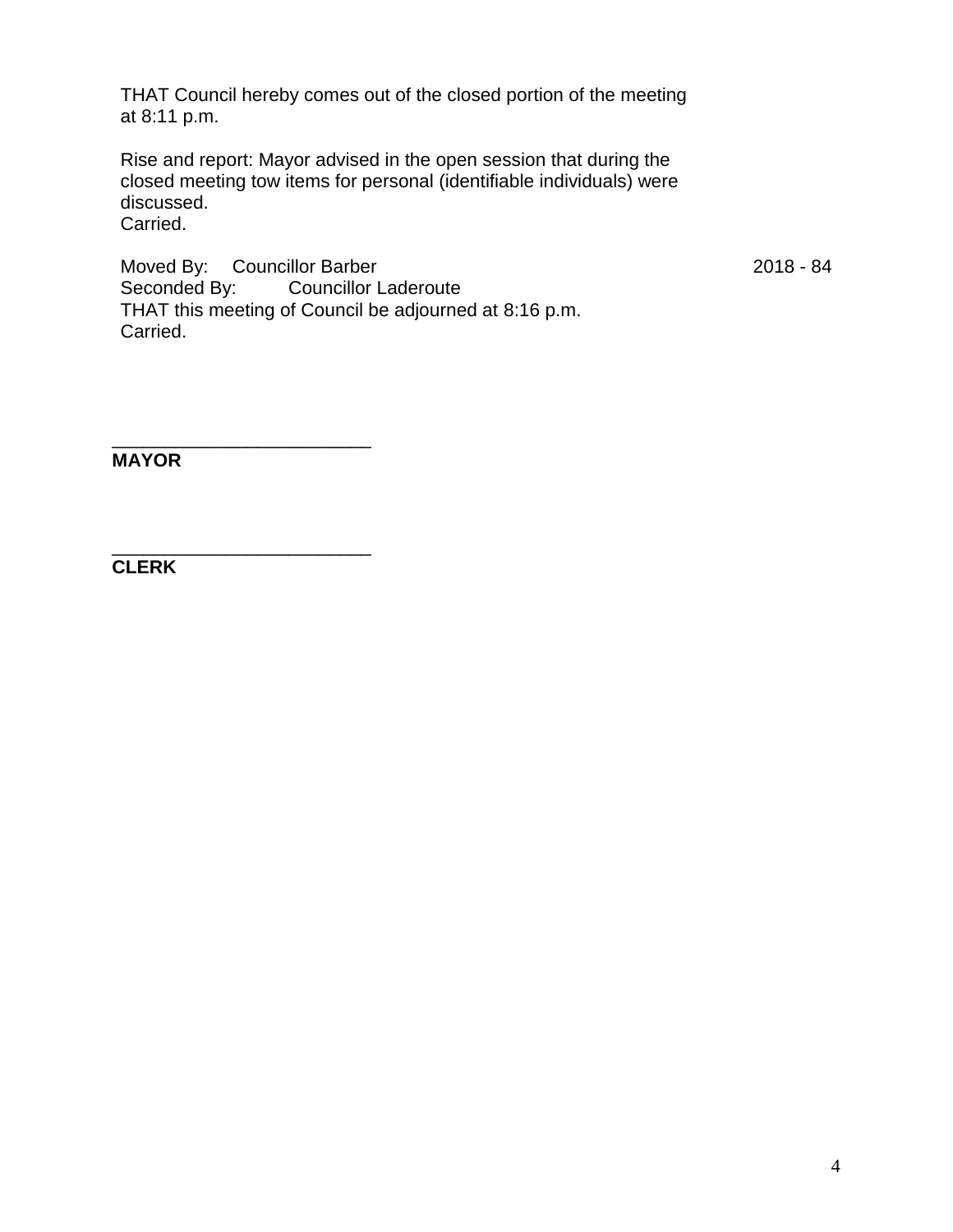THAT Council hereby comes out of the closed portion of the meeting at 8:11 p.m.

Rise and report: Mayor advised in the open session that during the closed meeting tow items for personal (identifiable individuals) were discussed.
Carried.

Moved By: Councillor Barber 2018 - 84
Seconded By: Councillor Laderoute
THAT this meeting of Council be adjourned at 8:16 p.m.
Carried.

_________________________
**MAYOR**

_________________________
**CLERK**